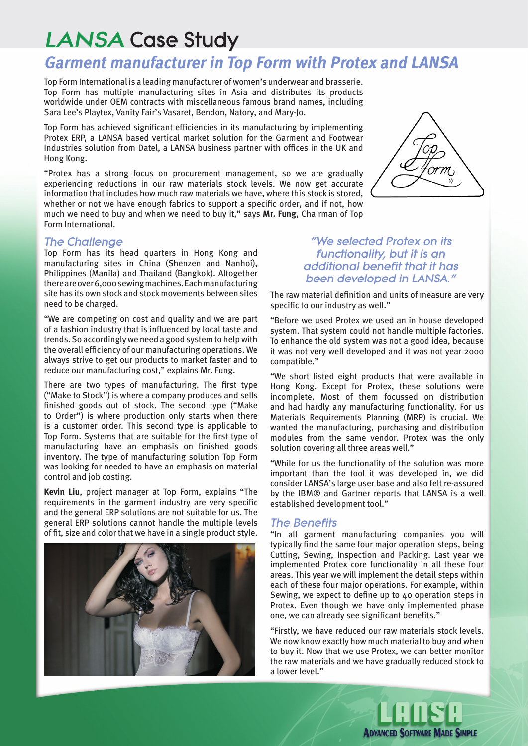# LANSA Case Study

## Garment manufacturer in Top Form with Protex and LANSA

Top Form International is a leading manufacturer of women's underwear and brasserie. Top Form has multiple manufacturing sites in Asia and distributes its products worldwide under OEM contracts with miscellaneous famous brand names, including Sara Lee's Playtex, Vanity Fair's Vasaret, Bendon, Natory, and Mary-Jo.

Top Form has achieved significant efficiencies in its manufacturing by implementing Protex ERP, a LANSA based vertical market solution for the Garment and Footwear Industries solution from Datel, a LANSA business partner with offices in the UK and Hong Kong.

"Protex has a strong focus on procurement management, so we are gradually experiencing reductions in our raw materials stock levels. We now get accurate information that includes how much raw materials we have, where this stock is stored, whether or not we have enough fabrics to support a specific order, and if not, how much we need to buy and when we need to buy it," says **Mr. Fung**, Chairman of Top Form International.

### The Challenge

Top Form has its head quarters in Hong Kong and manufacturing sites in China (Shenzen and Nanhoi), Philippines (Manila) and Thailand (Bangkok). Altogether there are over 6,000 sewing machines. Each manufacturing site has its own stock and stock movements between sites need to be charged.

"We are competing on cost and quality and we are part of a fashion industry that is influenced by local taste and trends. So accordingly we need a good system to help with the overall efficiency of our manufacturing operations. We always strive to get our products to market faster and to reduce our manufacturing cost," explains Mr. Fung.

There are two types of manufacturing. The first type ("Make to Stock") is where a company produces and sells finished goods out of stock. The second type ("Make to Order") is where production only starts when there is a customer order. This second type is applicable to Top Form. Systems that are suitable for the first type of manufacturing have an emphasis on finished goods inventory. The type of manufacturing solution Top Form was looking for needed to have an emphasis on material control and job costing.

**Kevin Liu**, project manager at Top Form, explains "The requirements in the garment industry are very specific and the general ERP solutions are not suitable for us. The general ERP solutions cannot handle the multiple levels of fit, size and color that we have in a single product style. The raw material definition and units of measure are very specific to our industry as well."

*"We selected Protex on its functionality, but it is an additional benefit that it has been developed in LANSA."*

"Before we used Protex we used an in house developed system. That system could not handle multiple factories. To enhance the old system was not a good idea, because it was not very well developed and it was not year 2000 compatible."

"We short listed eight products that were available in Hong Kong. Except for Protex, these solutions were incomplete. Most of them focussed on distribution and had hardly any manufacturing functionality. For us Materials Requirements Planning (MRP) is crucial. We wanted the manufacturing, purchasing and distribution modules from the same vendor. Protex was the only solution covering all three areas well."

"While for us the functionality of the solution was more important than the tool it was developed in, we did consider LANSA's large user base and also felt re-assured by the IBM® and Gartner reports that LANSA is a well established development tool."

### The Benefits

"In all garment manufacturing companies you will typically find the same four major operation steps, being Cutting, Sewing, Inspection and Packing. Last year we implemented Protex core functionality in all these four areas. This year we will implement the detail steps within each of these four major operations. For example, within Sewing, we expect to define up to 40 operation steps in Protex. Even though we have only implemented phase one, we can already see significant benefits."

"Firstly, we have reduced our raw materials stock levels. We now know exactly how much material to buy and when to buy it. Now that we use Protex, we can better monitor the raw materials and we have gradually reduced stock to a lower level."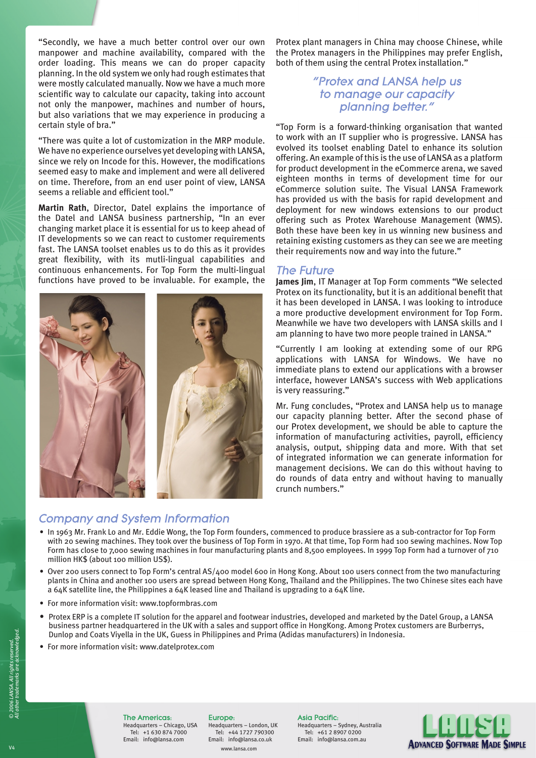"Secondly, we have a much better control over our own manpower and machine availability, compared with the order loading. This means we can do proper capacity planning. In the old system we only had rough estimates that were mostly calculated manually. Now we have a much more scientific way to calculate our capacity, taking into account not only the manpower, machines and number of hours, but also variations that we may experience in producing a certain style of bra."

"There was quite a lot of customization in the MRP module. We have no experience ourselves yet developing with LANSA, since we rely on Incode for this. However, the modifications seemed easy to make and implement and were all delivered on time. Therefore, from an end user point of view, LANSA seems a reliable and efficient tool."

**Martin Rath**, Director, Datel explains the importance of the Datel and LANSA business partnership, "In an ever changing market place it is essential for us to keep ahead of IT developments so we can react to customer requirements fast. The LANSA toolset enables us to do this as it provides great flexibility, with its mutli-lingual capabilities and continuous enhancements. For Top Form the multi-lingual functions have proved to be invaluable. For example, the Protex plant managers in China may choose Chinese, while the Protex managers in the Philippines may prefer English, both of them using the central Protex installation."

*"Protex and LANSA help us to manage our capacity planning better."*

"Top Form is a forward-thinking organisation that wanted to work with an IT supplier who is progressive. LANSA has evolved its toolset enabling Datel to enhance its solution offering. An example of this is the use of LANSA as a platform for product development in the eCommerce arena, we saved eighteen months in terms of development time for our eCommerce solution suite. The Visual LANSA Framework has provided us with the basis for rapid development and deployment for new windows extensions to our product offering such as Protex Warehouse Management (WMS). Both these have been key in us winning new business and retaining existing customers as they can see we are meeting their requirements now and way into the future."

## The Future

**James Jim**, IT Manager at Top Form comments "We selected Protex on its functionality, but it is an additional benefit that it has been developed in LANSA. I was looking to introduce a more productive development environment for Top Form. Meanwhile we have two developers with LANSA skills and I am planning to have two more people trained in LANSA."

"Currently I am looking at extending some of our RPG applications with LANSA for Windows. We have no immediate plans to extend our applications with a browser interface, however LANSA's success with Web applications is very reassuring."

Mr. Fung concludes, "Protex and LANSA help us to manage our capacity planning better. After the second phase of our Protex development, we should be able to capture the information of manufacturing activities, payroll, efficiency analysis, output, shipping data and more. With that set of integrated information we can generate information for management decisions. We can do this without having to do rounds of data entry and without having to manually crunch numbers."

## Company and System Information

- In 1963 Mr. Frank Lo and Mr. Eddie Wong, the Top Form founders, commenced to produce brassiere as a sub-contractor for Top Form with 20 sewing machines. They took over the business of Top Form in 1970. At that time, Top Form had 100 sewing machines. Now Top Form has close to 7,000 sewing machines in four manufacturing plants and 8,500 employees. In 1999 Top Form had a turnover of 710 million HK$ (about 100 million US$).
- Over 200 users connect to Top Form's central AS/400 model 600 in Hong Kong. About 100 users connect from the two manufacturing plants in China and another 100 users are spread between Hong Kong, Thailand and the Philippines. The two Chinese sites each have a 64K satellite line, the Philippines a 64K leased line and Thailand is upgrading to a 64K line.
- For more information visit: www.topformbras.com
- Protex ERP is a complete IT solution for the apparel and footwear industries, developed and marketed by the Datel Group, a LANSA business partner headquartered in the UK with a sales and support office in HongKong. Among Protex customers are Burberrys, Dunlop and Coats Viyella in the UK, Guess in Philippines and Prima (Adidas manufacturers) in Indonesia.
- For more information visit: www.datelprotex.com

© 2006 LANSA. All rights reserved. All other trademarks are acknowledged.

**The Americas:** Headquarters – Chicago, USA Tel: +1 630 874 7000 Email: info@lansa.com

**Europe:** Headquarters – London, UK Tel: +44 1727 790300 Email: info@lansa.co.uk

**Asia Pacific:** Headquarters – Sydney, Australia Tel: +61 2 8907 0200 Email: info@lansa.com.au

www.lansa.com

LANSA ADVANCED SOFTWARE MADE SIMPLE